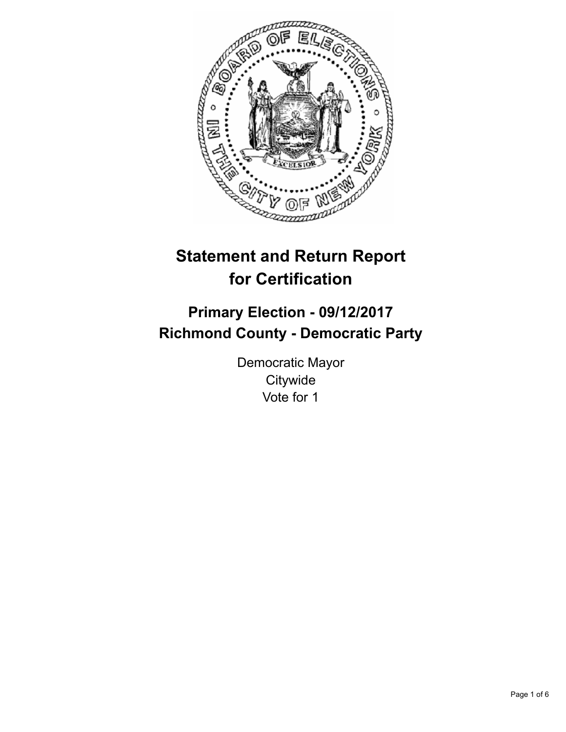# Statement and Return Report for Certification

## Primary Election - 09/12/2017
## Richmond County - Democratic Party

Democratic Mayor
Citywide
Vote for 1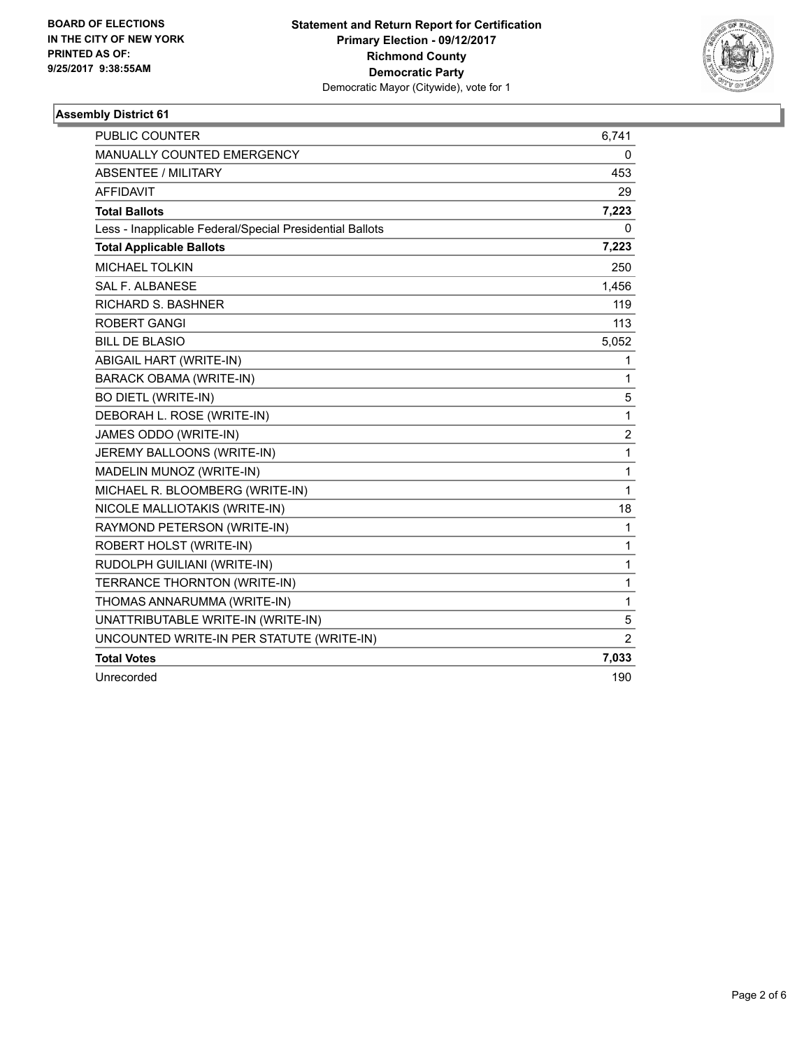**BOARD OF ELECTIONS**
**IN THE CITY OF NEW YORK**
**PRINTED AS OF:**
**9/25/2017 9:38:55AM**

**Statement and Return Report for Certification**
**Primary Election - 09/12/2017**
**Richmond County**
**Democratic Party**
Democratic Mayor (Citywide), vote for 1

## Assembly District 61

| | |
|---|---|
| PUBLIC COUNTER | 6,741 |
| MANUALLY COUNTED EMERGENCY | 0 |
| ABSENTEE / MILITARY | 453 |
| AFFIDAVIT | 29 |
| **Total Ballots** | **7,223** |
| Less - Inapplicable Federal/Special Presidential Ballots | 0 |
| **Total Applicable Ballots** | **7,223** |
| MICHAEL TOLKIN | 250 |
| SAL F. ALBANESE | 1,456 |
| RICHARD S. BASHNER | 119 |
| ROBERT GANGI | 113 |
| BILL DE BLASIO | 5,052 |
| ABIGAIL HART (WRITE-IN) | 1 |
| BARACK OBAMA (WRITE-IN) | 1 |
| BO DIETL (WRITE-IN) | 5 |
| DEBORAH L. ROSE (WRITE-IN) | 1 |
| JAMES ODDO (WRITE-IN) | 2 |
| JEREMY BALLOONS (WRITE-IN) | 1 |
| MADELIN MUNOZ (WRITE-IN) | 1 |
| MICHAEL R. BLOOMBERG (WRITE-IN) | 1 |
| NICOLE MALLIOTAKIS (WRITE-IN) | 18 |
| RAYMOND PETERSON (WRITE-IN) | 1 |
| ROBERT HOLST (WRITE-IN) | 1 |
| RUDOLPH GUILIANI (WRITE-IN) | 1 |
| TERRANCE THORNTON (WRITE-IN) | 1 |
| THOMAS ANNARUMMA (WRITE-IN) | 1 |
| UNATTRIBUTABLE WRITE-IN (WRITE-IN) | 5 |
| UNCOUNTED WRITE-IN PER STATUTE (WRITE-IN) | 2 |
| **Total Votes** | **7,033** |
| Unrecorded | 190 |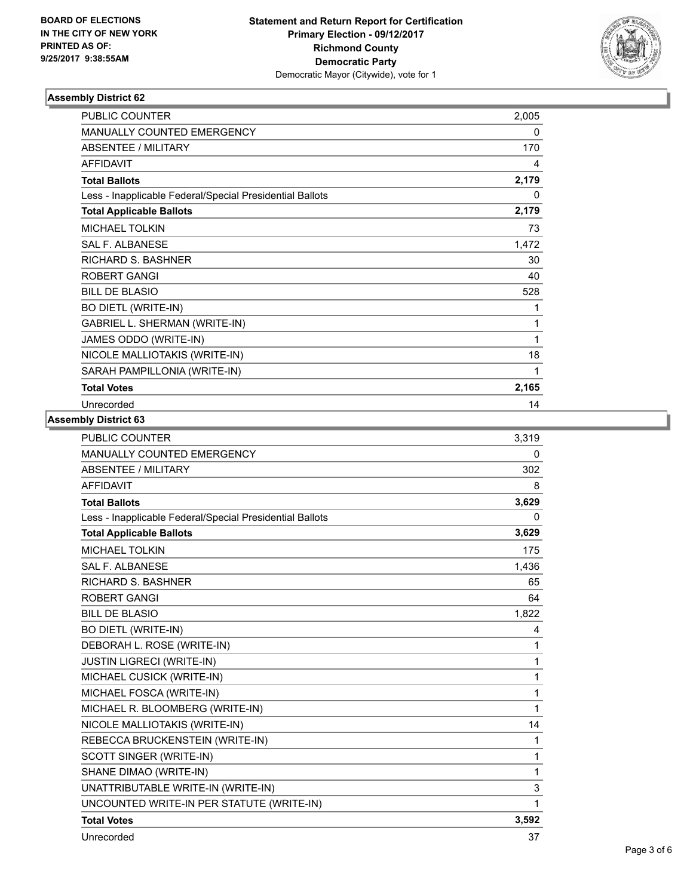BOARD OF ELECTIONS
IN THE CITY OF NEW YORK
PRINTED AS OF:
9/25/2017 9:38:55AM

**Statement and Return Report for Certification**
**Primary Election - 09/12/2017**
**Richmond County**
**Democratic Party**
Democratic Mayor (Citywide), vote for 1

### Assembly District 62

| | |
|---|---|
| PUBLIC COUNTER | 2,005 |
| MANUALLY COUNTED EMERGENCY | 0 |
| ABSENTEE / MILITARY | 170 |
| AFFIDAVIT | 4 |
| **Total Ballots** | **2,179** |
| Less - Inapplicable Federal/Special Presidential Ballots | 0 |
| **Total Applicable Ballots** | **2,179** |
| MICHAEL TOLKIN | 73 |
| SAL F. ALBANESE | 1,472 |
| RICHARD S. BASHNER | 30 |
| ROBERT GANGI | 40 |
| BILL DE BLASIO | 528 |
| BO DIETL (WRITE-IN) | 1 |
| GABRIEL L. SHERMAN (WRITE-IN) | 1 |
| JAMES ODDO (WRITE-IN) | 1 |
| NICOLE MALLIOTAKIS (WRITE-IN) | 18 |
| SARAH PAMPILLONIA (WRITE-IN) | 1 |
| **Total Votes** | **2,165** |
| Unrecorded | 14 |

### Assembly District 63

| | |
|---|---|
| PUBLIC COUNTER | 3,319 |
| MANUALLY COUNTED EMERGENCY | 0 |
| ABSENTEE / MILITARY | 302 |
| AFFIDAVIT | 8 |
| **Total Ballots** | **3,629** |
| Less - Inapplicable Federal/Special Presidential Ballots | 0 |
| **Total Applicable Ballots** | **3,629** |
| MICHAEL TOLKIN | 175 |
| SAL F. ALBANESE | 1,436 |
| RICHARD S. BASHNER | 65 |
| ROBERT GANGI | 64 |
| BILL DE BLASIO | 1,822 |
| BO DIETL (WRITE-IN) | 4 |
| DEBORAH L. ROSE (WRITE-IN) | 1 |
| JUSTIN LIGRECI (WRITE-IN) | 1 |
| MICHAEL CUSICK (WRITE-IN) | 1 |
| MICHAEL FOSCA (WRITE-IN) | 1 |
| MICHAEL R. BLOOMBERG (WRITE-IN) | 1 |
| NICOLE MALLIOTAKIS (WRITE-IN) | 14 |
| REBECCA BRUCKENSTEIN (WRITE-IN) | 1 |
| SCOTT SINGER (WRITE-IN) | 1 |
| SHANE DIMAO (WRITE-IN) | 1 |
| UNATTRIBUTABLE WRITE-IN (WRITE-IN) | 3 |
| UNCOUNTED WRITE-IN PER STATUTE (WRITE-IN) | 1 |
| **Total Votes** | **3,592** |
| Unrecorded | 37 |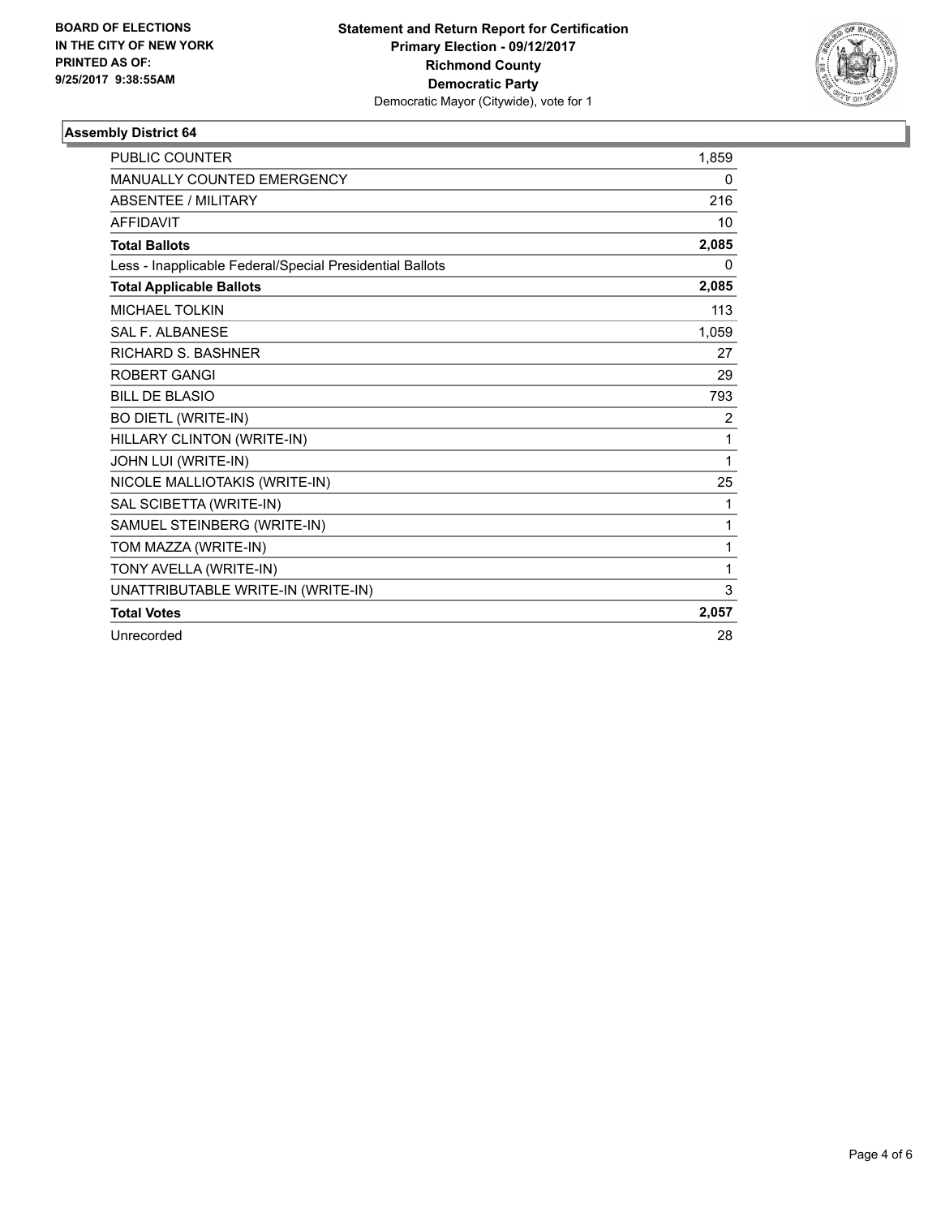**BOARD OF ELECTIONS IN THE CITY OF NEW YORK PRINTED AS OF: 9/25/2017 9:38:55AM**

**Statement and Return Report for Certification**
**Primary Election - 09/12/2017**
**Richmond County**
**Democratic Party**
Democratic Mayor (Citywide), vote for 1

### Assembly District 64

| | |
|---|---|
| PUBLIC COUNTER | 1,859 |
| MANUALLY COUNTED EMERGENCY | 0 |
| ABSENTEE / MILITARY | 216 |
| AFFIDAVIT | 10 |
| **Total Ballots** | **2,085** |
| Less - Inapplicable Federal/Special Presidential Ballots | 0 |
| **Total Applicable Ballots** | **2,085** |
| MICHAEL TOLKIN | 113 |
| SAL F. ALBANESE | 1,059 |
| RICHARD S. BASHNER | 27 |
| ROBERT GANGI | 29 |
| BILL DE BLASIO | 793 |
| BO DIETL (WRITE-IN) | 2 |
| HILLARY CLINTON (WRITE-IN) | 1 |
| JOHN LUI (WRITE-IN) | 1 |
| NICOLE MALLIOTAKIS (WRITE-IN) | 25 |
| SAL SCIBETTA (WRITE-IN) | 1 |
| SAMUEL STEINBERG (WRITE-IN) | 1 |
| TOM MAZZA (WRITE-IN) | 1 |
| TONY AVELLA (WRITE-IN) | 1 |
| UNATTRIBUTABLE WRITE-IN (WRITE-IN) | 3 |
| **Total Votes** | **2,057** |
| Unrecorded | 28 |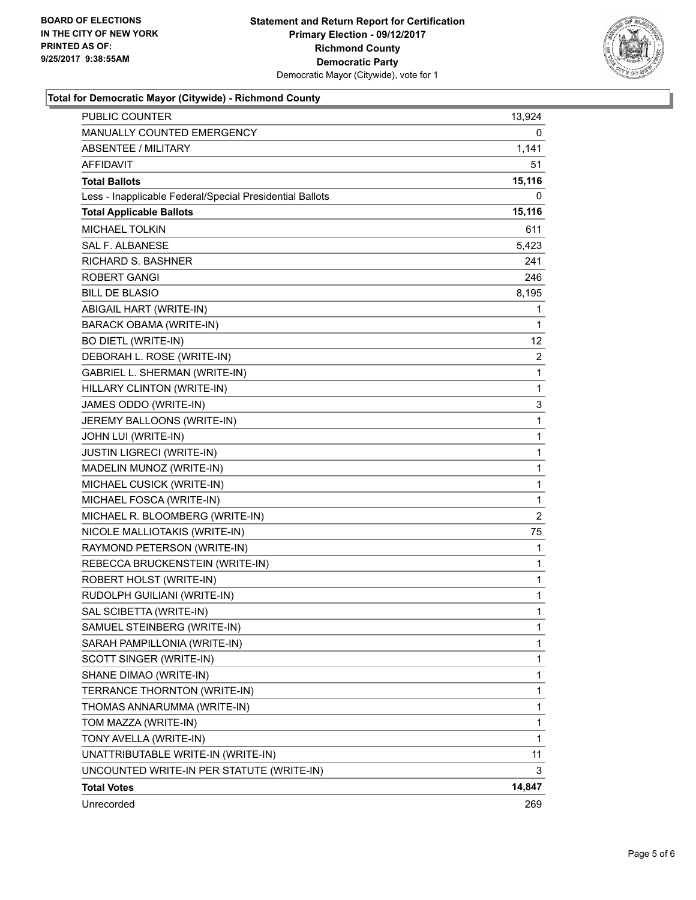**BOARD OF ELECTIONS**
**IN THE CITY OF NEW YORK**
**PRINTED AS OF:**
**9/25/2017 9:38:55AM**

**Statement and Return Report for Certification**
**Primary Election - 09/12/2017**
**Richmond County**
**Democratic Party**
Democratic Mayor (Citywide), vote for 1

**Total for Democratic Mayor (Citywide) - Richmond County**

| | |
|---|---|
| PUBLIC COUNTER | 13,924 |
| MANUALLY COUNTED EMERGENCY | 0 |
| ABSENTEE / MILITARY | 1,141 |
| AFFIDAVIT | 51 |
| **Total Ballots** | **15,116** |
| Less - Inapplicable Federal/Special Presidential Ballots | 0 |
| **Total Applicable Ballots** | **15,116** |
| MICHAEL TOLKIN | 611 |
| SAL F. ALBANESE | 5,423 |
| RICHARD S. BASHNER | 241 |
| ROBERT GANGI | 246 |
| BILL DE BLASIO | 8,195 |
| ABIGAIL HART (WRITE-IN) | 1 |
| BARACK OBAMA (WRITE-IN) | 1 |
| BO DIETL (WRITE-IN) | 12 |
| DEBORAH L. ROSE (WRITE-IN) | 2 |
| GABRIEL L. SHERMAN (WRITE-IN) | 1 |
| HILLARY CLINTON (WRITE-IN) | 1 |
| JAMES ODDO (WRITE-IN) | 3 |
| JEREMY BALLOONS (WRITE-IN) | 1 |
| JOHN LUI (WRITE-IN) | 1 |
| JUSTIN LIGRECI (WRITE-IN) | 1 |
| MADELIN MUNOZ (WRITE-IN) | 1 |
| MICHAEL CUSICK (WRITE-IN) | 1 |
| MICHAEL FOSCA (WRITE-IN) | 1 |
| MICHAEL R. BLOOMBERG (WRITE-IN) | 2 |
| NICOLE MALLIOTAKIS (WRITE-IN) | 75 |
| RAYMOND PETERSON (WRITE-IN) | 1 |
| REBECCA BRUCKENSTEIN (WRITE-IN) | 1 |
| ROBERT HOLST (WRITE-IN) | 1 |
| RUDOLPH GUILIANI (WRITE-IN) | 1 |
| SAL SCIBETTA (WRITE-IN) | 1 |
| SAMUEL STEINBERG (WRITE-IN) | 1 |
| SARAH PAMPILLONIA (WRITE-IN) | 1 |
| SCOTT SINGER (WRITE-IN) | 1 |
| SHANE DIMAO (WRITE-IN) | 1 |
| TERRANCE THORNTON (WRITE-IN) | 1 |
| THOMAS ANNARUMMA (WRITE-IN) | 1 |
| TOM MAZZA (WRITE-IN) | 1 |
| TONY AVELLA (WRITE-IN) | 1 |
| UNATTRIBUTABLE WRITE-IN (WRITE-IN) | 11 |
| UNCOUNTED WRITE-IN PER STATUTE (WRITE-IN) | 3 |
| **Total Votes** | **14,847** |
| Unrecorded | 269 |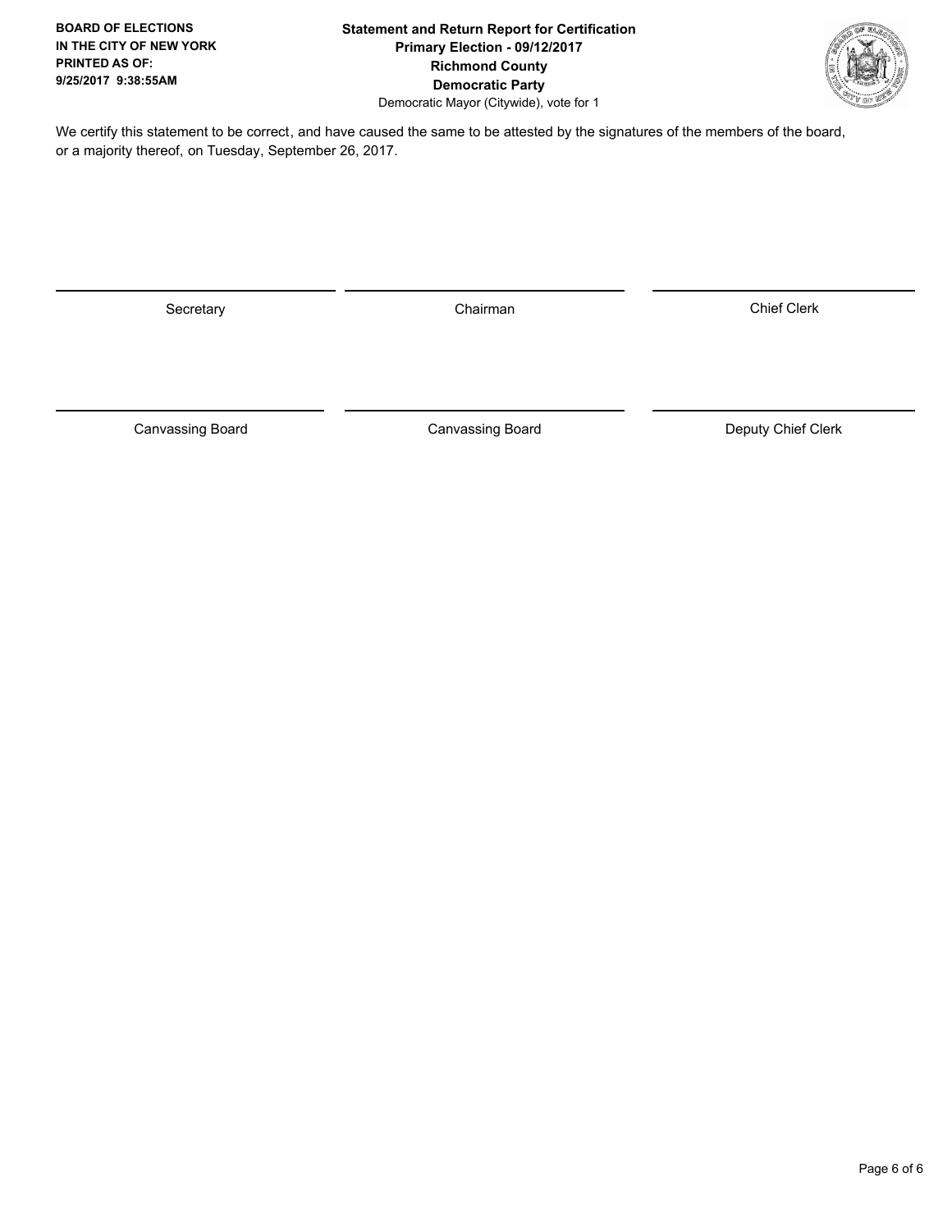We certify this statement to be correct, and have caused the same to be attested by the signatures of the members of the board, or a majority thereof, on Tuesday, September 26, 2017.

| | | |
|---|---|---|
| Secretary | Chairman | Chief Clerk |
| Canvassing Board | Canvassing Board | Deputy Chief Clerk |